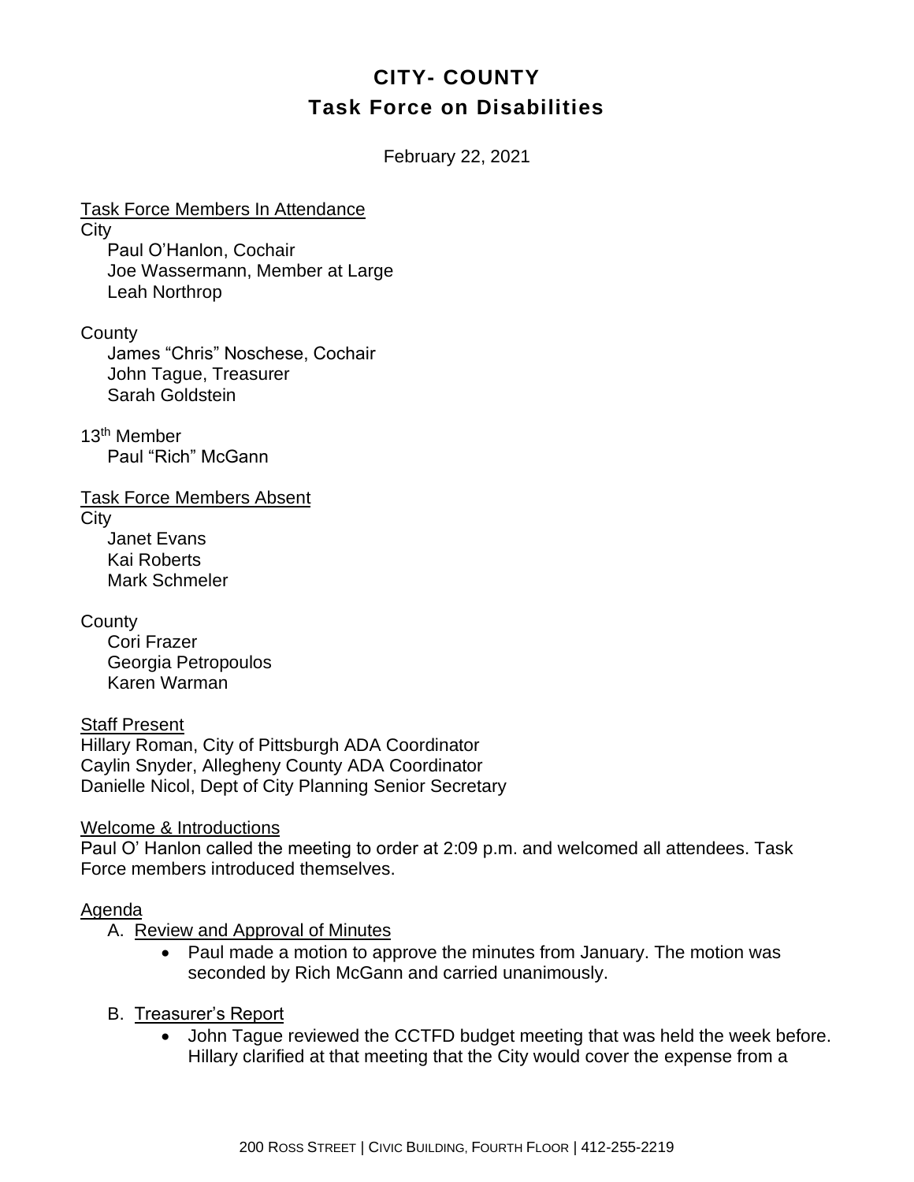# CITY- COUNTY
# Task Force on Disabilities

February 22, 2021

Task Force Members In Attendance

City
- Paul O'Hanlon, Cochair
- Joe Wassermann, Member at Large
- Leah Northrop

County
- James "Chris" Noschese, Cochair
- John Tague, Treasurer
- Sarah Goldstein

13th Member
- Paul "Rich" McGann

Task Force Members Absent

City
- Janet Evans
- Kai Roberts
- Mark Schmeler

County
- Cori Frazer
- Georgia Petropoulos
- Karen Warman

Staff Present

Hillary Roman, City of Pittsburgh ADA Coordinator
Caylin Snyder, Allegheny County ADA Coordinator
Danielle Nicol, Dept of City Planning Senior Secretary

Welcome & Introductions

Paul O' Hanlon called the meeting to order at 2:09 p.m. and welcomed all attendees. Task Force members introduced themselves.

Agenda

A. Review and Approval of Minutes
- Paul made a motion to approve the minutes from January. The motion was seconded by Rich McGann and carried unanimously.

B. Treasurer's Report
- John Tague reviewed the CCTFD budget meeting that was held the week before. Hillary clarified at that meeting that the City would cover the expense from a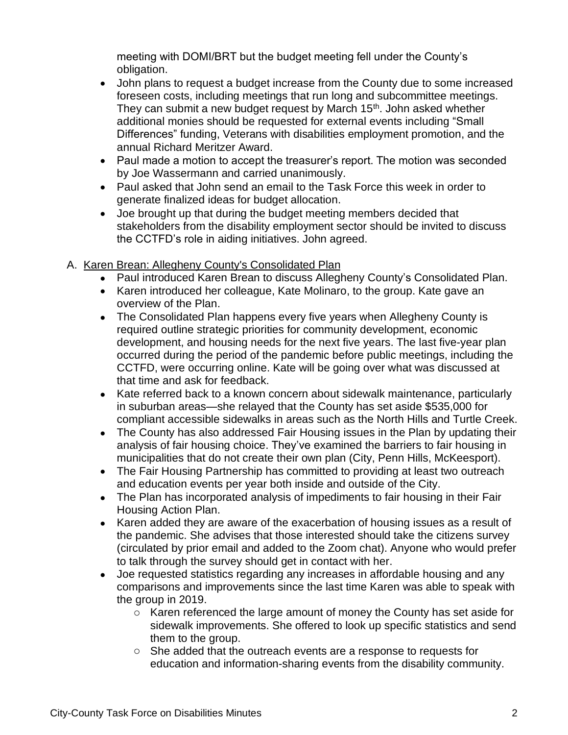meeting with DOMI/BRT but the budget meeting fell under the County's obligation.

- John plans to request a budget increase from the County due to some increased foreseen costs, including meetings that run long and subcommittee meetings. They can submit a new budget request by March 15th. John asked whether additional monies should be requested for external events including "Small Differences" funding, Veterans with disabilities employment promotion, and the annual Richard Meritzer Award.
- Paul made a motion to accept the treasurer's report. The motion was seconded by Joe Wassermann and carried unanimously.
- Paul asked that John send an email to the Task Force this week in order to generate finalized ideas for budget allocation.
- Joe brought up that during the budget meeting members decided that stakeholders from the disability employment sector should be invited to discuss the CCTFD's role in aiding initiatives. John agreed.

A. <u>Karen Brean: Allegheny County's Consolidated Plan</u>

- Paul introduced Karen Brean to discuss Allegheny County's Consolidated Plan.
- Karen introduced her colleague, Kate Molinaro, to the group. Kate gave an overview of the Plan.
- The Consolidated Plan happens every five years when Allegheny County is required outline strategic priorities for community development, economic development, and housing needs for the next five years. The last five-year plan occurred during the period of the pandemic before public meetings, including the CCTFD, were occurring online. Kate will be going over what was discussed at that time and ask for feedback.
- Kate referred back to a known concern about sidewalk maintenance, particularly in suburban areas—she relayed that the County has set aside $535,000 for compliant accessible sidewalks in areas such as the North Hills and Turtle Creek.
- The County has also addressed Fair Housing issues in the Plan by updating their analysis of fair housing choice. They've examined the barriers to fair housing in municipalities that do not create their own plan (City, Penn Hills, McKeesport).
- The Fair Housing Partnership has committed to providing at least two outreach and education events per year both inside and outside of the City.
- The Plan has incorporated analysis of impediments to fair housing in their Fair Housing Action Plan.
- Karen added they are aware of the exacerbation of housing issues as a result of the pandemic. She advises that those interested should take the citizens survey (circulated by prior email and added to the Zoom chat). Anyone who would prefer to talk through the survey should get in contact with her.
- Joe requested statistics regarding any increases in affordable housing and any comparisons and improvements since the last time Karen was able to speak with the group in 2019.
  - Karen referenced the large amount of money the County has set aside for sidewalk improvements. She offered to look up specific statistics and send them to the group.
  - She added that the outreach events are a response to requests for education and information-sharing events from the disability community.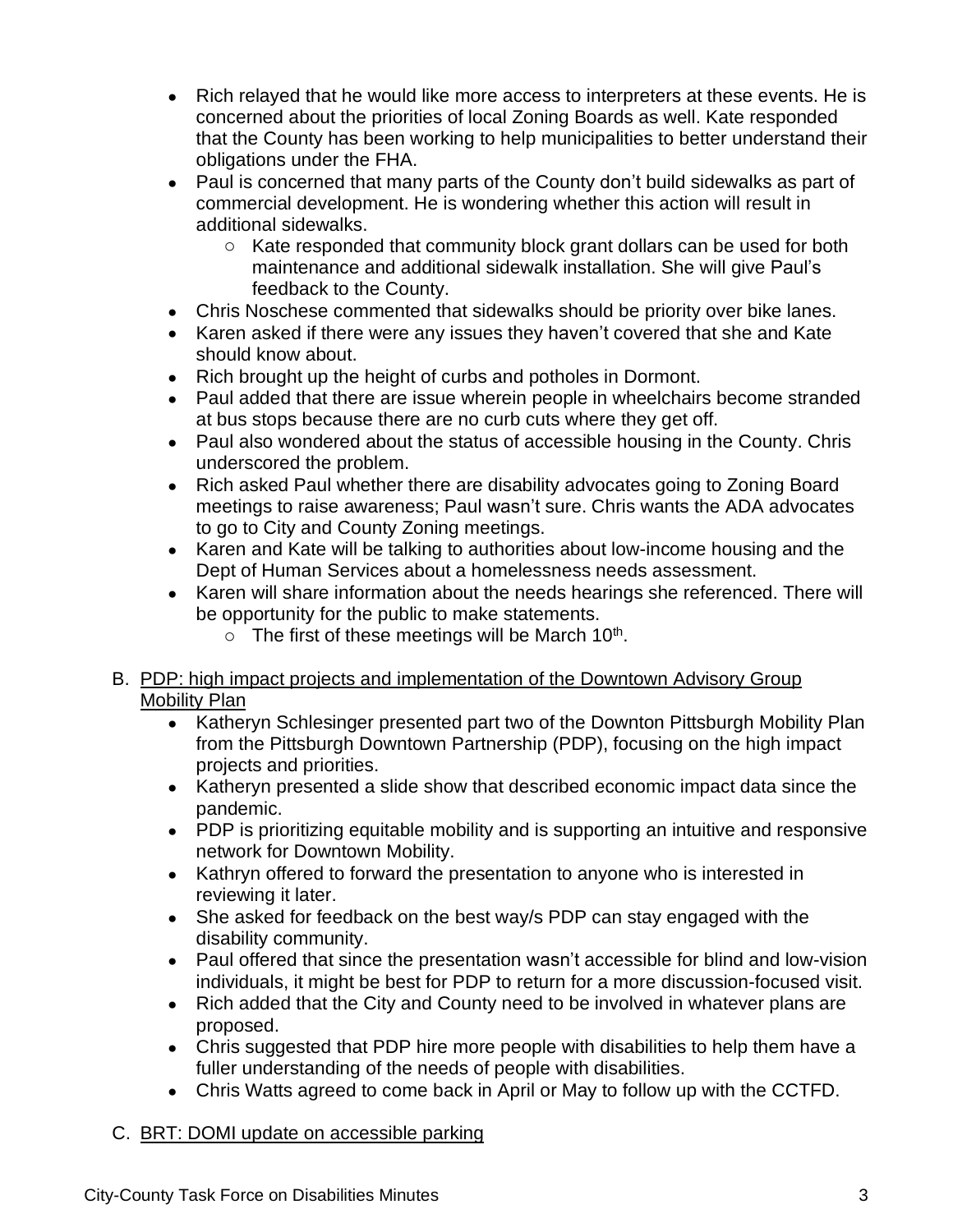- Rich relayed that he would like more access to interpreters at these events. He is concerned about the priorities of local Zoning Boards as well. Kate responded that the County has been working to help municipalities to better understand their obligations under the FHA.
- Paul is concerned that many parts of the County don't build sidewalks as part of commercial development. He is wondering whether this action will result in additional sidewalks.
  - Kate responded that community block grant dollars can be used for both maintenance and additional sidewalk installation. She will give Paul's feedback to the County.
- Chris Noschese commented that sidewalks should be priority over bike lanes.
- Karen asked if there were any issues they haven't covered that she and Kate should know about.
- Rich brought up the height of curbs and potholes in Dormont.
- Paul added that there are issue wherein people in wheelchairs become stranded at bus stops because there are no curb cuts where they get off.
- Paul also wondered about the status of accessible housing in the County. Chris underscored the problem.
- Rich asked Paul whether there are disability advocates going to Zoning Board meetings to raise awareness; Paul wasn't sure. Chris wants the ADA advocates to go to City and County Zoning meetings.
- Karen and Kate will be talking to authorities about low-income housing and the Dept of Human Services about a homelessness needs assessment.
- Karen will share information about the needs hearings she referenced. There will be opportunity for the public to make statements.
  - The first of these meetings will be March 10th.

B. <u>PDP: high impact projects and implementation of the Downtown Advisory Group Mobility Plan</u>

- Katheryn Schlesinger presented part two of the Downton Pittsburgh Mobility Plan from the Pittsburgh Downtown Partnership (PDP), focusing on the high impact projects and priorities.
- Katheryn presented a slide show that described economic impact data since the pandemic.
- PDP is prioritizing equitable mobility and is supporting an intuitive and responsive network for Downtown Mobility.
- Kathryn offered to forward the presentation to anyone who is interested in reviewing it later.
- She asked for feedback on the best way/s PDP can stay engaged with the disability community.
- Paul offered that since the presentation wasn't accessible for blind and low-vision individuals, it might be best for PDP to return for a more discussion-focused visit.
- Rich added that the City and County need to be involved in whatever plans are proposed.
- Chris suggested that PDP hire more people with disabilities to help them have a fuller understanding of the needs of people with disabilities.
- Chris Watts agreed to come back in April or May to follow up with the CCTFD.

C. <u>BRT: DOMI update on accessible parking</u>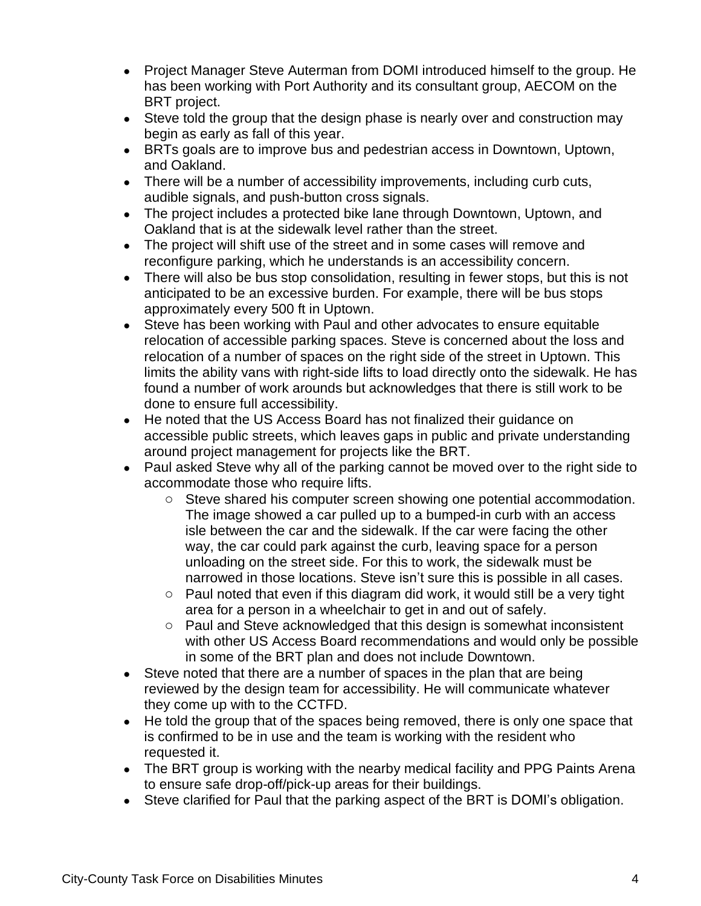- Project Manager Steve Auterman from DOMI introduced himself to the group. He has been working with Port Authority and its consultant group, AECOM on the BRT project.
- Steve told the group that the design phase is nearly over and construction may begin as early as fall of this year.
- BRTs goals are to improve bus and pedestrian access in Downtown, Uptown, and Oakland.
- There will be a number of accessibility improvements, including curb cuts, audible signals, and push-button cross signals.
- The project includes a protected bike lane through Downtown, Uptown, and Oakland that is at the sidewalk level rather than the street.
- The project will shift use of the street and in some cases will remove and reconfigure parking, which he understands is an accessibility concern.
- There will also be bus stop consolidation, resulting in fewer stops, but this is not anticipated to be an excessive burden. For example, there will be bus stops approximately every 500 ft in Uptown.
- Steve has been working with Paul and other advocates to ensure equitable relocation of accessible parking spaces. Steve is concerned about the loss and relocation of a number of spaces on the right side of the street in Uptown. This limits the ability vans with right-side lifts to load directly onto the sidewalk. He has found a number of work arounds but acknowledges that there is still work to be done to ensure full accessibility.
- He noted that the US Access Board has not finalized their guidance on accessible public streets, which leaves gaps in public and private understanding around project management for projects like the BRT.
- Paul asked Steve why all of the parking cannot be moved over to the right side to accommodate those who require lifts.
  - Steve shared his computer screen showing one potential accommodation. The image showed a car pulled up to a bumped-in curb with an access isle between the car and the sidewalk. If the car were facing the other way, the car could park against the curb, leaving space for a person unloading on the street side. For this to work, the sidewalk must be narrowed in those locations. Steve isn't sure this is possible in all cases.
  - Paul noted that even if this diagram did work, it would still be a very tight area for a person in a wheelchair to get in and out of safely.
  - Paul and Steve acknowledged that this design is somewhat inconsistent with other US Access Board recommendations and would only be possible in some of the BRT plan and does not include Downtown.
- Steve noted that there are a number of spaces in the plan that are being reviewed by the design team for accessibility. He will communicate whatever they come up with to the CCTFD.
- He told the group that of the spaces being removed, there is only one space that is confirmed to be in use and the team is working with the resident who requested it.
- The BRT group is working with the nearby medical facility and PPG Paints Arena to ensure safe drop-off/pick-up areas for their buildings.
- Steve clarified for Paul that the parking aspect of the BRT is DOMI's obligation.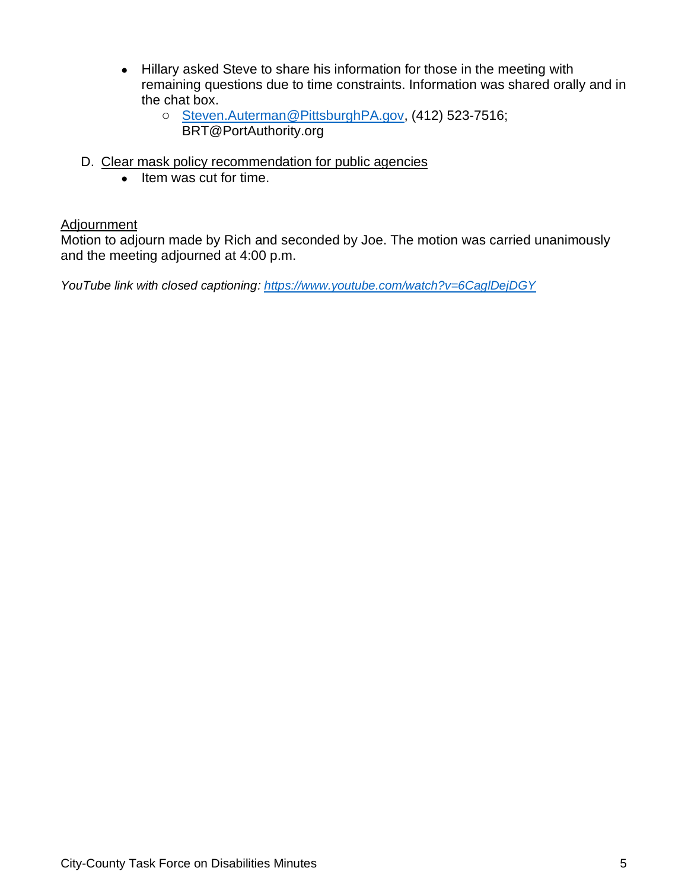- Hillary asked Steve to share his information for those in the meeting with remaining questions due to time constraints. Information was shared orally and in the chat box.
    - Steven.Auterman@PittsburghPA.gov, (412) 523-7516; BRT@PortAuthority.org

D. Clear mask policy recommendation for public agencies
   - Item was cut for time.

Adjournment

Motion to adjourn made by Rich and seconded by Joe. The motion was carried unanimously and the meeting adjourned at 4:00 p.m.

*YouTube link with closed captioning: https://www.youtube.com/watch?v=6CaglDejDGY*